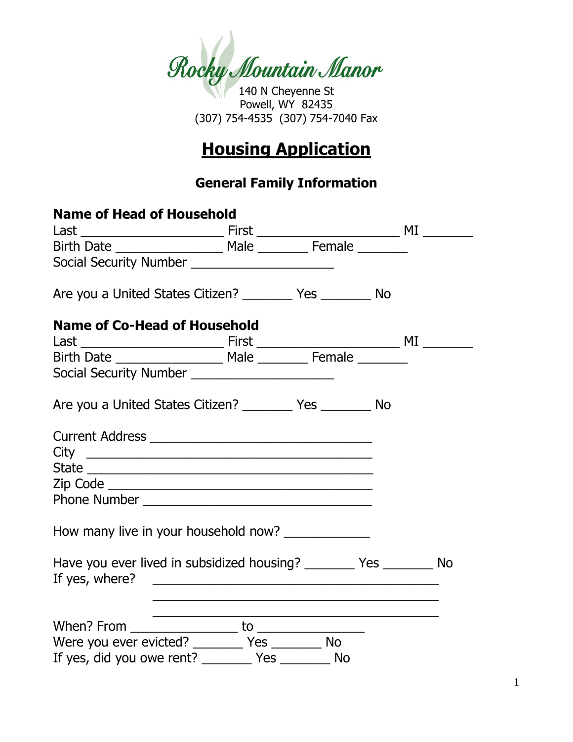Rocky Mountain Manor

140 N Cheyenne St
Powell, WY 82435
(307) 754-4535 (307) 754-7040 Fax

# Housing Application

## General Family Information

**Name of Head of Household**

Last ____________________ First ____________________ MI _______
Birth Date _______________ Male _______ Female _______
Social Security Number ____________________

Are you a United States Citizen? _______ Yes _______ No

**Name of Co-Head of Household**

Last ____________________ First ____________________ MI _______
Birth Date _______________ Male _______ Female _______
Social Security Number ____________________

Are you a United States Citizen? _______ Yes _______ No

Current Address _______________________________
City _________________________________________
State ________________________________________
Zip Code _____________________________________
Phone Number _________________________________

How many live in your household now? ____________

Have you ever lived in subsidized housing? _______ Yes _______ No
If yes, where? ________________________________________
________________________________________
________________________________________

When? From _______________ to _______________
Were you ever evicted? _______ Yes _______ No
If yes, did you owe rent? _______ Yes _______ No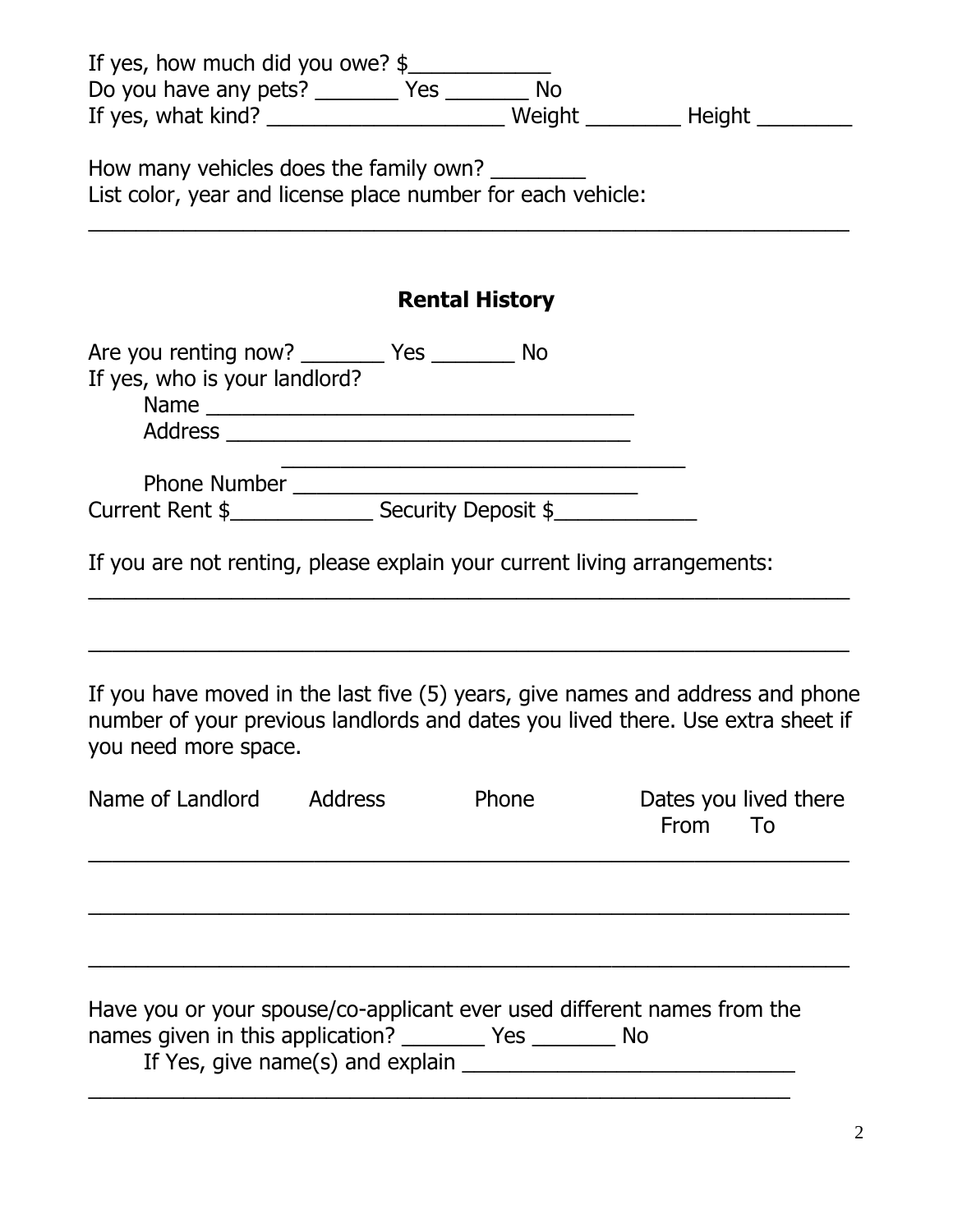If yes, how much did you owe? $____________

Do you have any pets? _______ Yes _______ No

If yes, what kind? ____________________ Weight ________ Height ________

How many vehicles does the family own? ________

List color, year and license place number for each vehicle:

_________________________________________________________________

## Rental History

Are you renting now? _______ Yes _______ No

If yes, who is your landlord?

Name ___________________________________

Address _________________________________

_________________________________

Phone Number _____________________________

Current Rent $____________ Security Deposit $____________

If you are not renting, please explain your current living arrangements:

_________________________________________________________________

_________________________________________________________________

If you have moved in the last five (5) years, give names and address and phone number of your previous landlords and dates you lived there. Use extra sheet if you need more space.

| Name of Landlord | Address | Phone | Dates you lived there From | To |
| --- | --- | --- | --- | --- |
| | | | | |
| | | | | |
| | | | | |

Have you or your spouse/co-applicant ever used different names from the names given in this application? _______ Yes _______ No

If Yes, give name(s) and explain ____________________________

_____________________________________________________________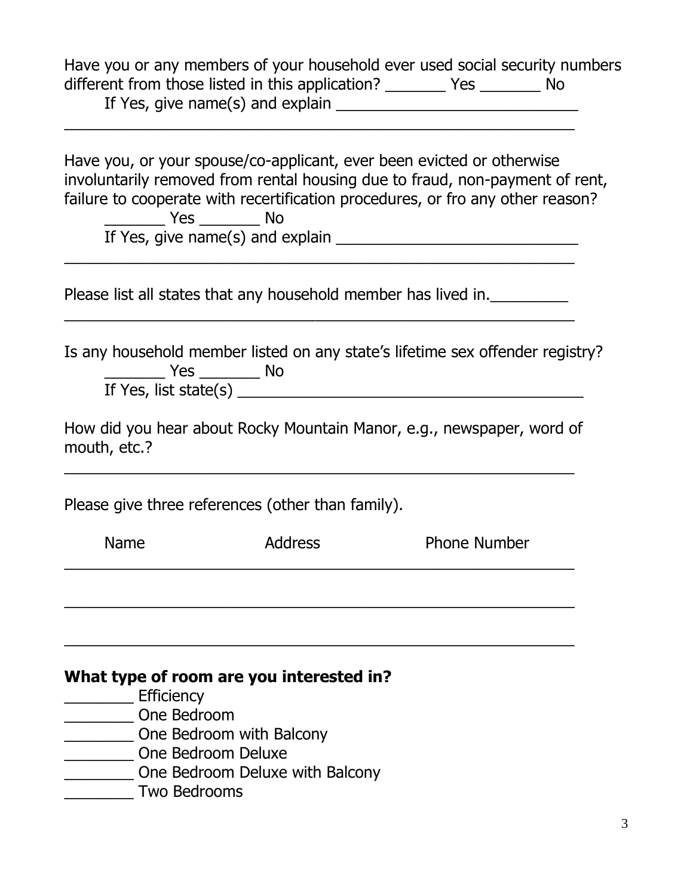Have you or any members of your household ever used social security numbers different from those listed in this application? _______ Yes _______ No

If Yes, give name(s) and explain ____________________________

_____________________________________________________________

Have you, or your spouse/co-applicant, ever been evicted or otherwise involuntarily removed from rental housing due to fraud, non-payment of rent, failure to cooperate with recertification procedures, or fro any other reason?

_______ Yes _______ No

If Yes, give name(s) and explain ____________________________

_____________________________________________________________

Please list all states that any household member has lived in._________

_____________________________________________________________

Is any household member listed on any state's lifetime sex offender registry?

_______ Yes _______ No

If Yes, list state(s) _________________________________________

How did you hear about Rocky Mountain Manor, e.g., newspaper, word of mouth, etc.?

_____________________________________________________________

Please give three references (other than family).

| Name | Address | Phone Number |
| --- | --- | --- |
| | | |
| | | |
| | | |

**What type of room are you interested in?**

________ Efficiency
________ One Bedroom
________ One Bedroom with Balcony
________ One Bedroom Deluxe
________ One Bedroom Deluxe with Balcony
________ Two Bedrooms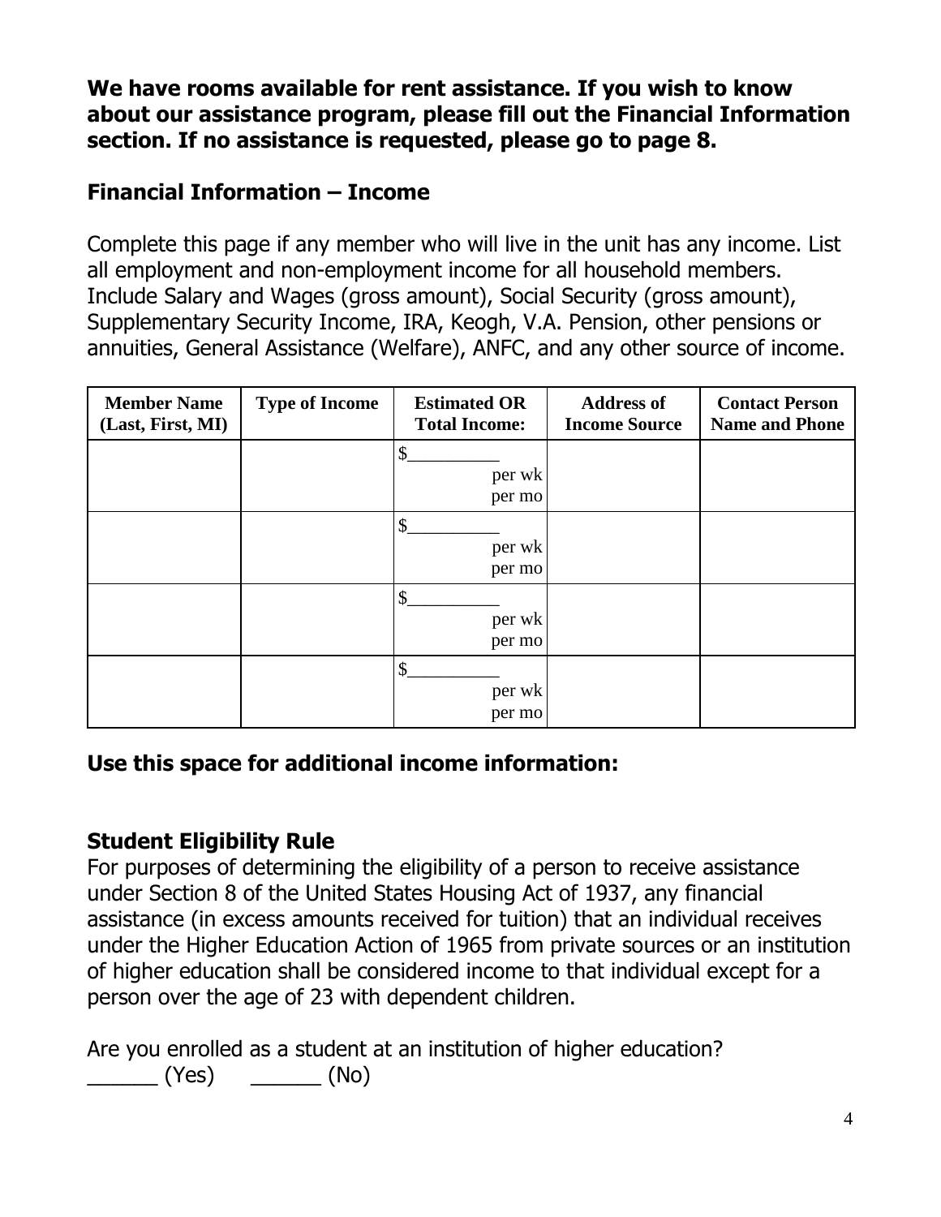**We have rooms available for rent assistance. If you wish to know about our assistance program, please fill out the Financial Information section. If no assistance is requested, please go to page 8.**

## Financial Information – Income

Complete this page if any member who will live in the unit has any income. List all employment and non-employment income for all household members. Include Salary and Wages (gross amount), Social Security (gross amount), Supplementary Security Income, IRA, Keogh, V.A. Pension, other pensions or annuities, General Assistance (Welfare), ANFC, and any other source of income.

| Member Name (Last, First, MI) | Type of Income | Estimated OR Total Income: | Address of Income Source | Contact Person Name and Phone |
|---|---|---|---|---|
| | | $__________ per wk per mo | | |
| | | $__________ per wk per mo | | |
| | | $__________ per wk per mo | | |
| | | $__________ per wk per mo | | |

## Use this space for additional income information:

## Student Eligibility Rule

For purposes of determining the eligibility of a person to receive assistance under Section 8 of the United States Housing Act of 1937, any financial assistance (in excess amounts received for tuition) that an individual receives under the Higher Education Action of 1965 from private sources or an institution of higher education shall be considered income to that individual except for a person over the age of 23 with dependent children.

Are you enrolled as a student at an institution of higher education?
______ (Yes)     ______ (No)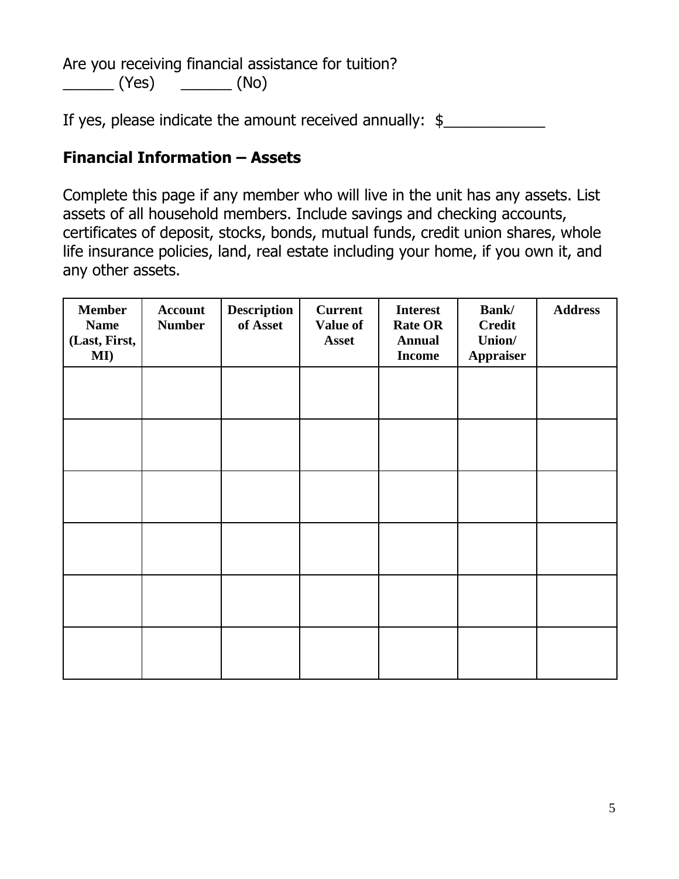Are you receiving financial assistance for tuition?
______ (Yes) ______ (No)

If yes, please indicate the amount received annually: $____________

## Financial Information – Assets

Complete this page if any member who will live in the unit has any assets. List assets of all household members. Include savings and checking accounts, certificates of deposit, stocks, bonds, mutual funds, credit union shares, whole life insurance policies, land, real estate including your home, if you own it, and any other assets.

| Member Name (Last, First, MI) | Account Number | Description of Asset | Current Value of Asset | Interest Rate OR Annual Income | Bank/ Credit Union/ Appraiser | Address |
|---|---|---|---|---|---|---|
| | | | | | | |
| | | | | | | |
| | | | | | | |
| | | | | | | |
| | | | | | | |
| | | | | | | |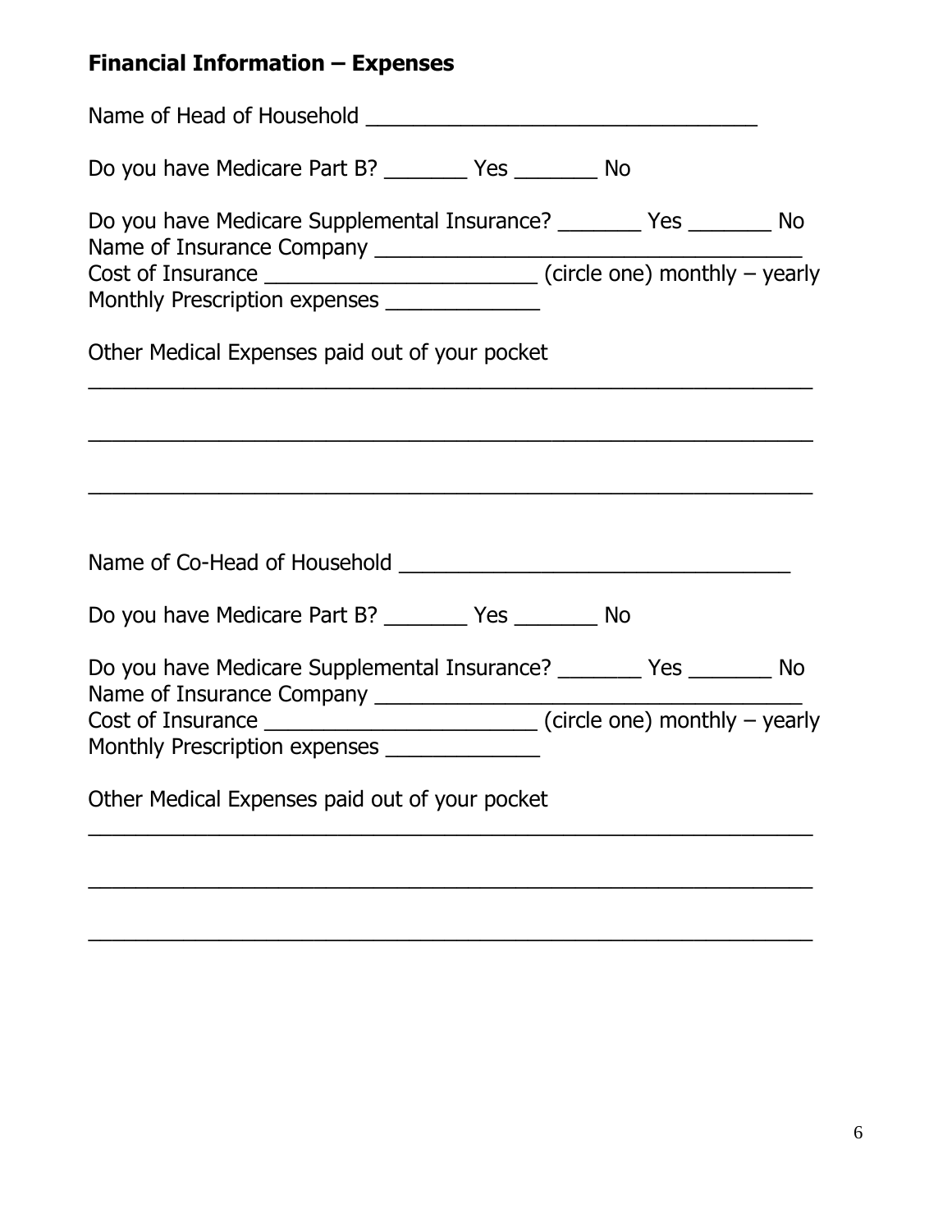## Financial Information – Expenses

Name of Head of Household ________________________________

Do you have Medicare Part B? _______ Yes _______ No

Do you have Medicare Supplemental Insurance? _______ Yes _______ No
Name of Insurance Company ____________________________________
Cost of Insurance _______________________ (circle one) monthly – yearly
Monthly Prescription expenses _____________

Other Medical Expenses paid out of your pocket

______________________________________________________________

______________________________________________________________

______________________________________________________________

Name of Co-Head of Household ________________________________

Do you have Medicare Part B? _______ Yes _______ No

Do you have Medicare Supplemental Insurance? _______ Yes _______ No
Name of Insurance Company ____________________________________
Cost of Insurance _______________________ (circle one) monthly – yearly
Monthly Prescription expenses _____________

Other Medical Expenses paid out of your pocket

______________________________________________________________

______________________________________________________________

______________________________________________________________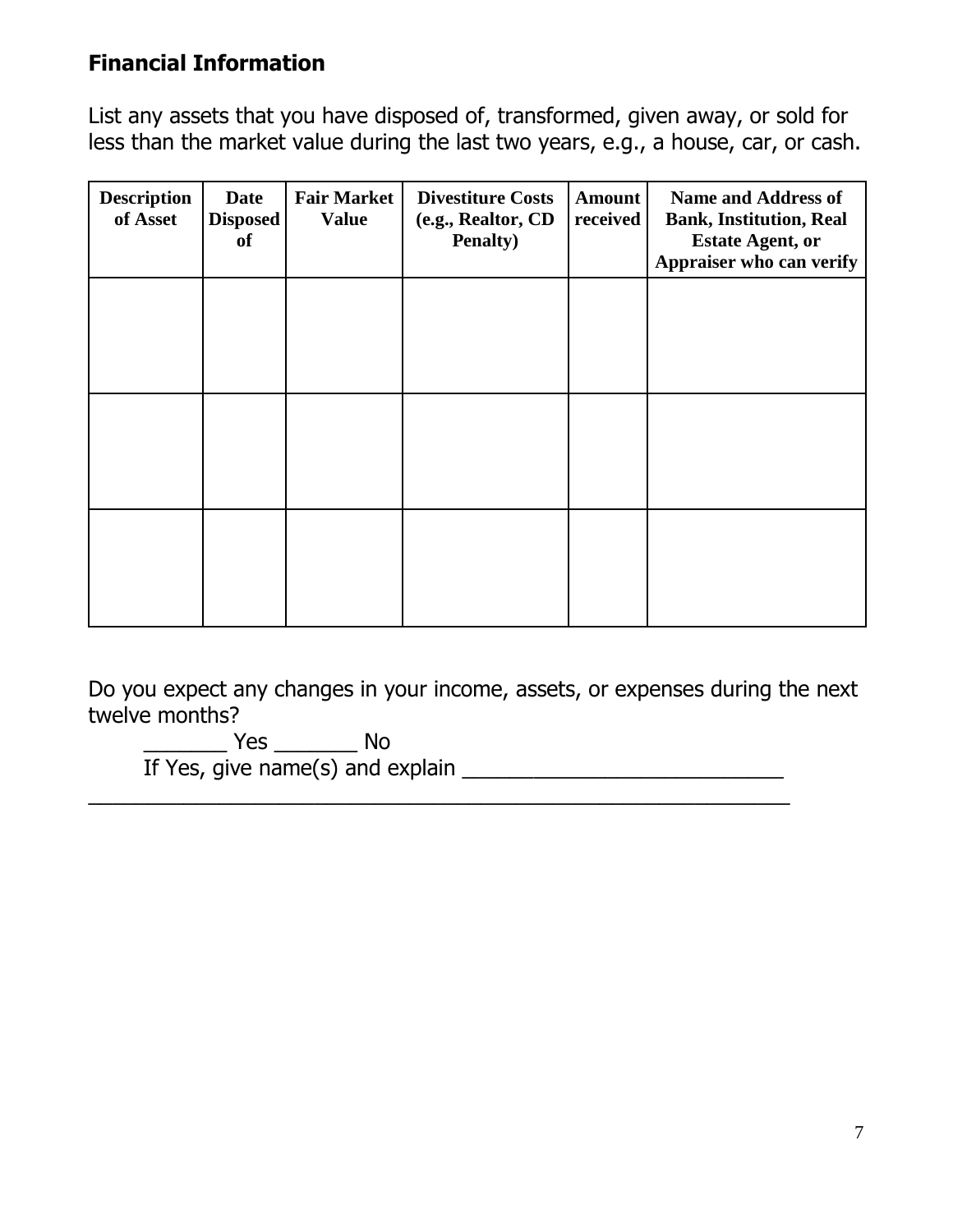## Financial Information

List any assets that you have disposed of, transformed, given away, or sold for less than the market value during the last two years, e.g., a house, car, or cash.

| Description of Asset | Date Disposed of | Fair Market Value | Divestiture Costs (e.g., Realtor, CD Penalty) | Amount received | Name and Address of Bank, Institution, Real Estate Agent, or Appraiser who can verify |
| --- | --- | --- | --- | --- | --- |
| | | | | | |
| | | | | | |
| | | | | | |

Do you expect any changes in your income, assets, or expenses during the next twelve months?

_______ Yes _______ No

If Yes, give name(s) and explain ___________________________

____________________________________________________________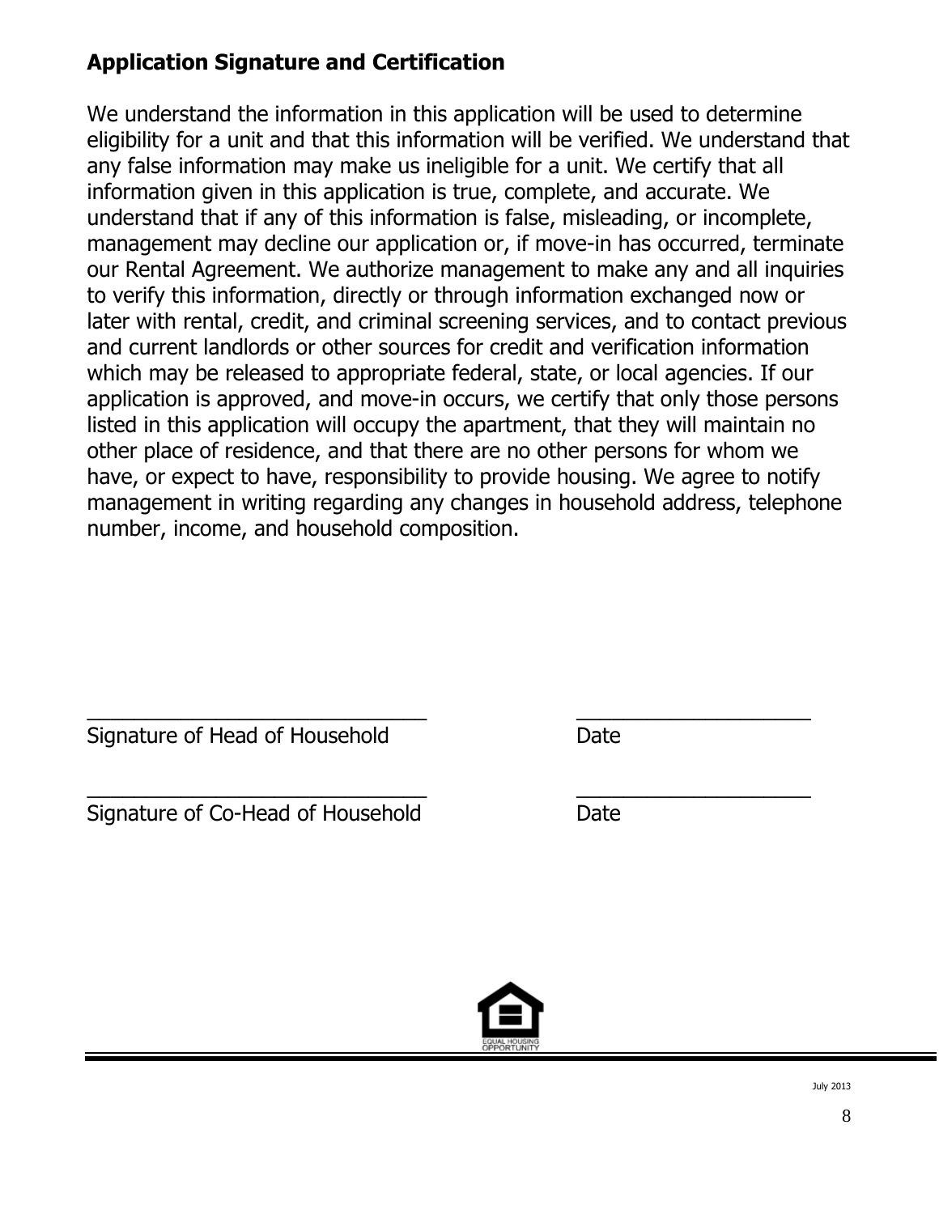## Application Signature and Certification

We understand the information in this application will be used to determine eligibility for a unit and that this information will be verified. We understand that any false information may make us ineligible for a unit. We certify that all information given in this application is true, complete, and accurate. We understand that if any of this information is false, misleading, or incomplete, management may decline our application or, if move-in has occurred, terminate our Rental Agreement. We authorize management to make any and all inquiries to verify this information, directly or through information exchanged now or later with rental, credit, and criminal screening services, and to contact previous and current landlords or other sources for credit and verification information which may be released to appropriate federal, state, or local agencies. If our application is approved, and move-in occurs, we certify that only those persons listed in this application will occupy the apartment, that they will maintain no other place of residence, and that there are no other persons for whom we have, or expect to have, responsibility to provide housing. We agree to notify management in writing regarding any changes in household address, telephone number, income, and household composition.

______________________________ ____________________

Signature of Head of Household Date

______________________________ ____________________

Signature of Co-Head of Household Date

EQUAL HOUSING OPPORTUNITY

July 2013